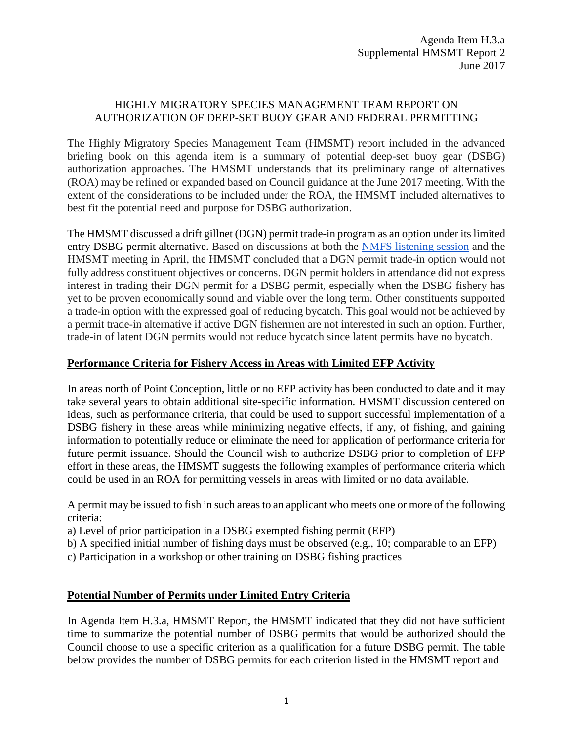Agenda Item H.3.a
Supplemental HMSMT Report 2
June 2017

# HIGHLY MIGRATORY SPECIES MANAGEMENT TEAM REPORT ON AUTHORIZATION OF DEEP-SET BUOY GEAR AND FEDERAL PERMITTING

The Highly Migratory Species Management Team (HMSMT) report included in the advanced briefing book on this agenda item is a summary of potential deep-set buoy gear (DSBG) authorization approaches. The HMSMT understands that its preliminary range of alternatives (ROA) may be refined or expanded based on Council guidance at the June 2017 meeting. With the extent of the considerations to be included under the ROA, the HMSMT included alternatives to best fit the potential need and purpose for DSBG authorization.

The HMSMT discussed a drift gillnet (DGN) permit trade-in program as an option under its limited entry DSBG permit alternative. Based on discussions at both the NMFS listening session and the HMSMT meeting in April, the HMSMT concluded that a DGN permit trade-in option would not fully address constituent objectives or concerns. DGN permit holders in attendance did not express interest in trading their DGN permit for a DSBG permit, especially when the DSBG fishery has yet to be proven economically sound and viable over the long term. Other constituents supported a trade-in option with the expressed goal of reducing bycatch. This goal would not be achieved by a permit trade-in alternative if active DGN fishermen are not interested in such an option. Further, trade-in of latent DGN permits would not reduce bycatch since latent permits have no bycatch.

## Performance Criteria for Fishery Access in Areas with Limited EFP Activity

In areas north of Point Conception, little or no EFP activity has been conducted to date and it may take several years to obtain additional site-specific information. HMSMT discussion centered on ideas, such as performance criteria, that could be used to support successful implementation of a DSBG fishery in these areas while minimizing negative effects, if any, of fishing, and gaining information to potentially reduce or eliminate the need for application of performance criteria for future permit issuance. Should the Council wish to authorize DSBG prior to completion of EFP effort in these areas, the HMSMT suggests the following examples of performance criteria which could be used in an ROA for permitting vessels in areas with limited or no data available.

A permit may be issued to fish in such areas to an applicant who meets one or more of the following criteria:

a) Level of prior participation in a DSBG exempted fishing permit (EFP)
b) A specified initial number of fishing days must be observed (e.g., 10; comparable to an EFP)
c) Participation in a workshop or other training on DSBG fishing practices

## Potential Number of Permits under Limited Entry Criteria

In Agenda Item H.3.a, HMSMT Report, the HMSMT indicated that they did not have sufficient time to summarize the potential number of DSBG permits that would be authorized should the Council choose to use a specific criterion as a qualification for a future DSBG permit. The table below provides the number of DSBG permits for each criterion listed in the HMSMT report and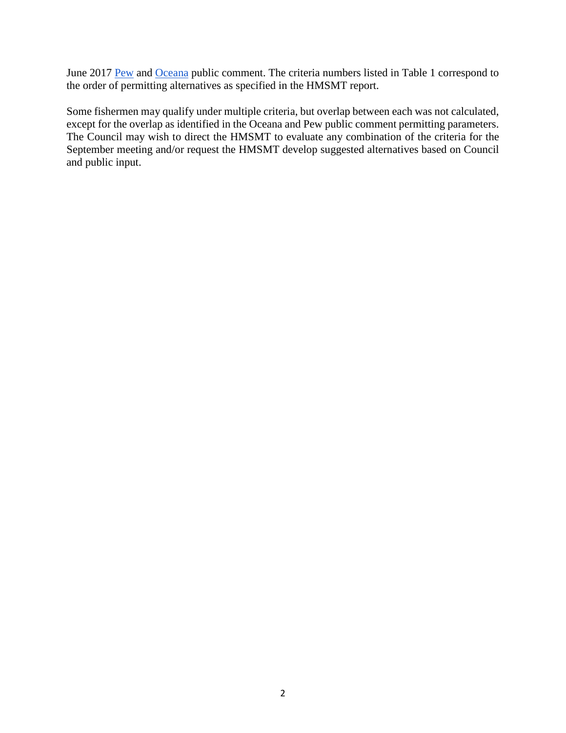June 2017 Pew and Oceana public comment. The criteria numbers listed in Table 1 correspond to the order of permitting alternatives as specified in the HMSMT report.

Some fishermen may qualify under multiple criteria, but overlap between each was not calculated, except for the overlap as identified in the Oceana and Pew public comment permitting parameters. The Council may wish to direct the HMSMT to evaluate any combination of the criteria for the September meeting and/or request the HMSMT develop suggested alternatives based on Council and public input.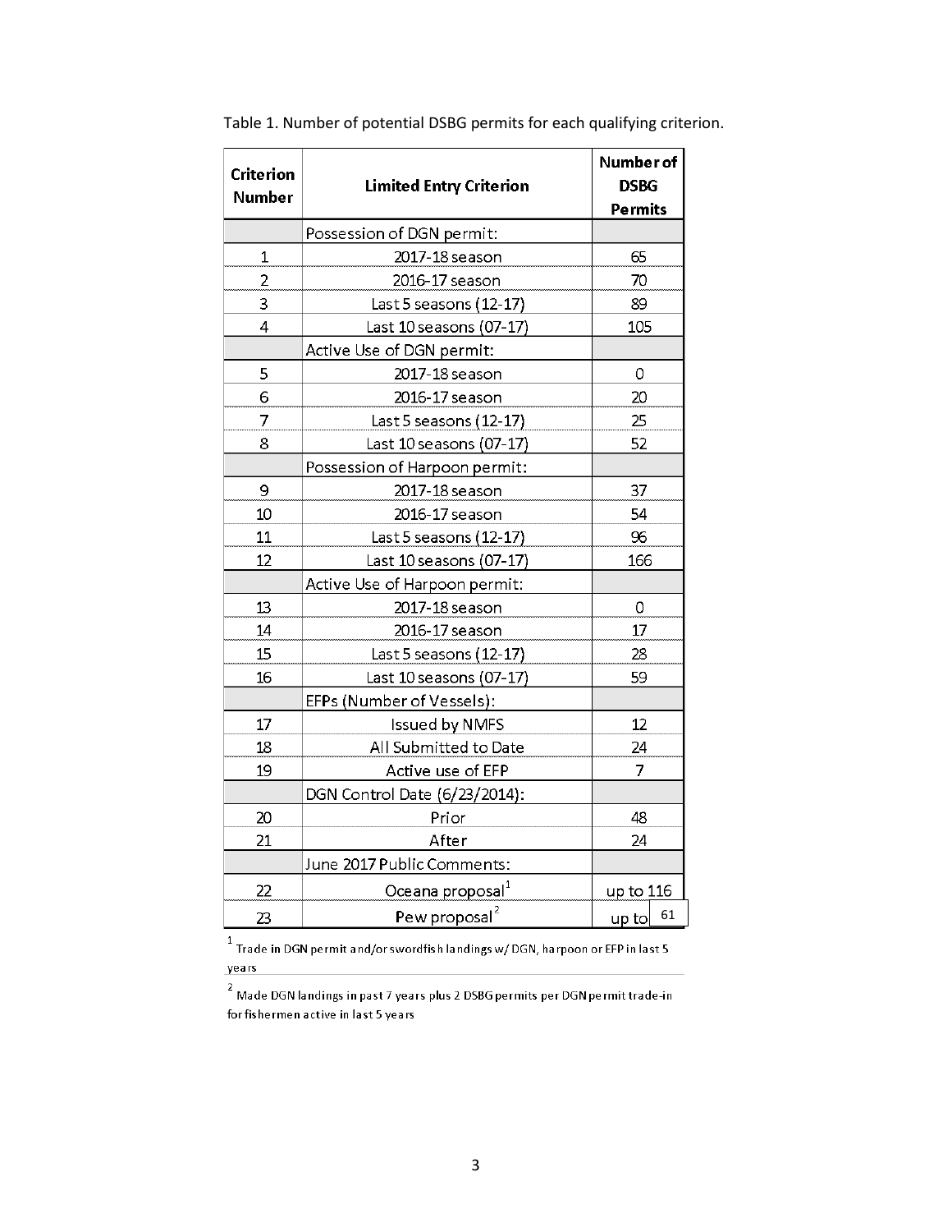Table 1. Number of potential DSBG permits for each qualifying criterion.

| Criterion Number | Limited Entry Criterion | Number of DSBG Permits |
|---|---|---|
| | Possession of DGN permit: | |
| 1 | 2017-18 season | 65 |
| 2 | 2016-17 season | 70 |
| 3 | Last 5 seasons (12-17) | 89 |
| 4 | Last 10 seasons (07-17) | 105 |
| | Active Use of DGN permit: | |
| 5 | 2017-18 season | 0 |
| 6 | 2016-17 season | 20 |
| 7 | Last 5 seasons (12-17) | 25 |
| 8 | Last 10 seasons (07-17) | 52 |
| | Possession of Harpoon permit: | |
| 9 | 2017-18 season | 37 |
| 10 | 2016-17 season | 54 |
| 11 | Last 5 seasons (12-17) | 96 |
| 12 | Last 10 seasons (07-17) | 166 |
| | Active Use of Harpoon permit: | |
| 13 | 2017-18 season | 0 |
| 14 | 2016-17 season | 17 |
| 15 | Last 5 seasons (12-17) | 28 |
| 16 | Last 10 seasons (07-17) | 59 |
| | EFPs (Number of Vessels): | |
| 17 | Issued by NMFS | 12 |
| 18 | All Submitted to Date | 24 |
| 19 | Active use of EFP | 7 |
| | DGN Control Date (6/23/2014): | |
| 20 | Prior | 48 |
| 21 | After | 24 |
| | June 2017 Public Comments: | |
| 22 | Oceana proposal[1] | up to 116 |
| 23 | Pew proposal[2] | up to 61 |

[1] Trade in DGN permit and/or swordfish landings w/ DGN, harpoon or EFP in last 5 years

[2] Made DGN landings in past 7 years plus 2 DSBG permits per DGN permit trade-in for fishermen active in last 5 years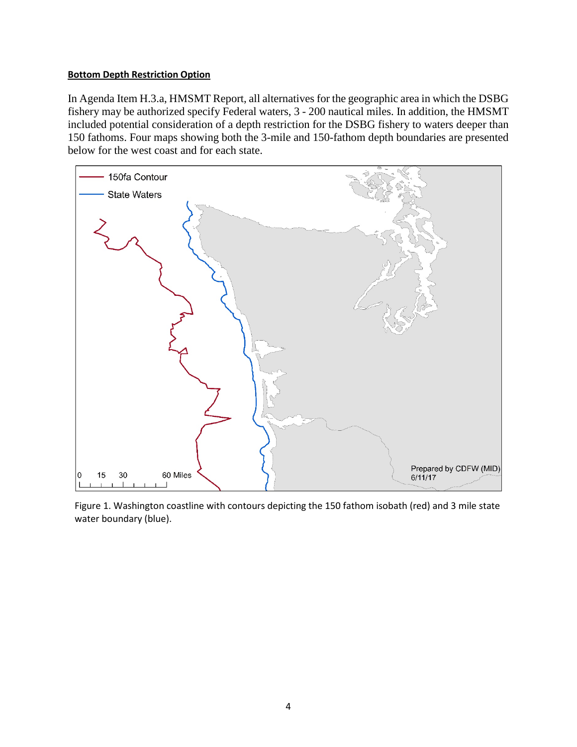**Bottom Depth Restriction Option**

In Agenda Item H.3.a, HMSMT Report, all alternatives for the geographic area in which the DSBG fishery may be authorized specify Federal waters, 3 - 200 nautical miles. In addition, the HMSMT included potential consideration of a depth restriction for the DSBG fishery to waters deeper than 150 fathoms. Four maps showing both the 3-mile and 150-fathom depth boundaries are presented below for the west coast and for each state.

Figure 1. Washington coastline with contours depicting the 150 fathom isobath (red) and 3 mile state water boundary (blue).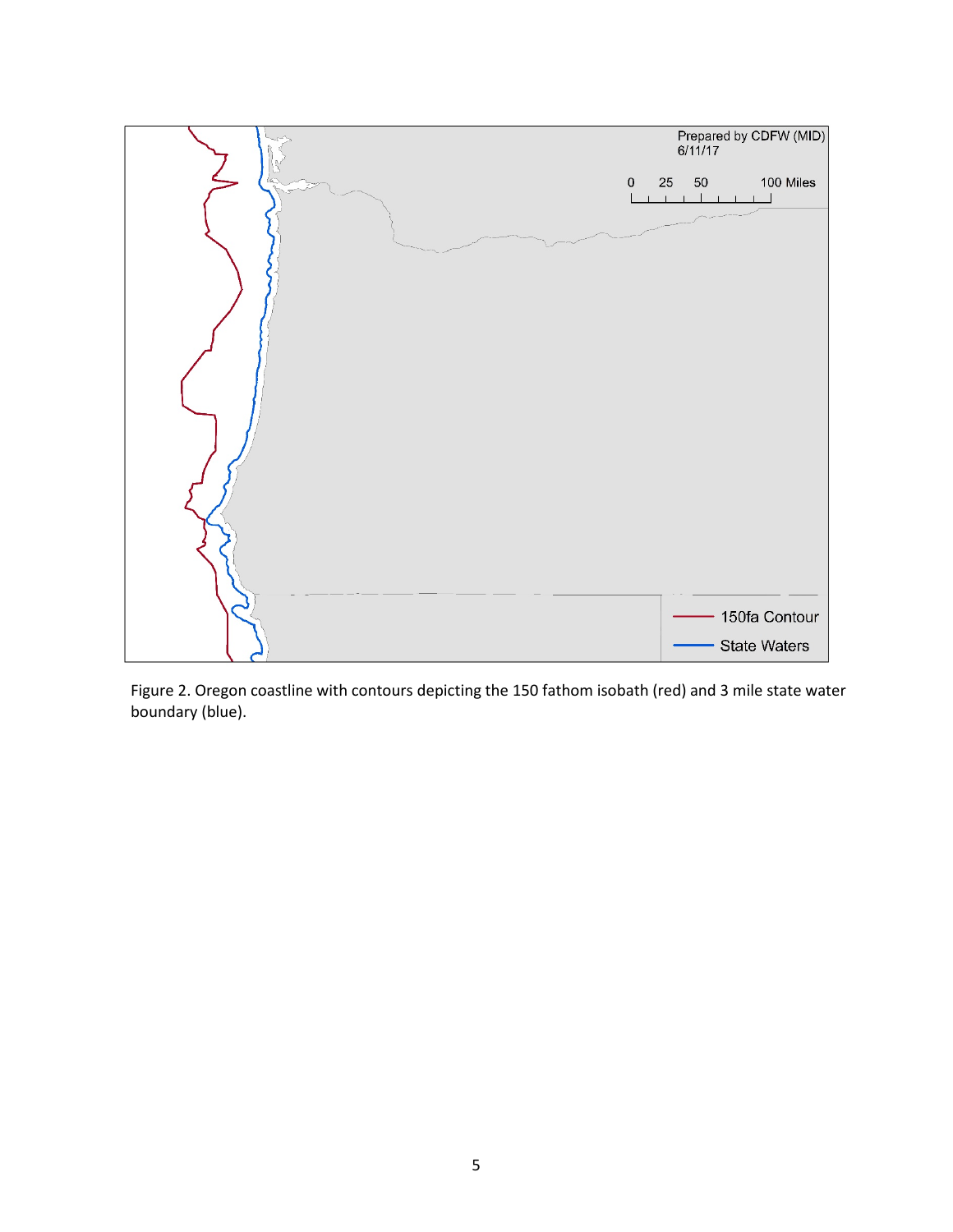Figure 2. Oregon coastline with contours depicting the 150 fathom isobath (red) and 3 mile state water boundary (blue).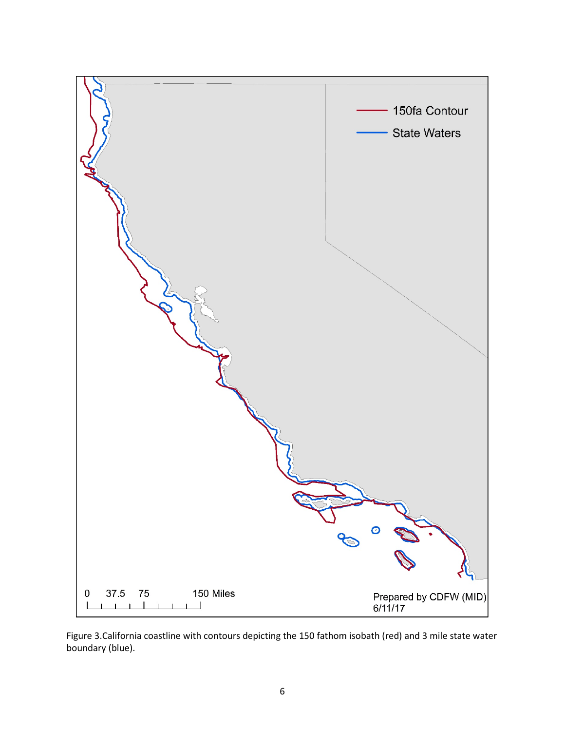Figure 3.California coastline with contours depicting the 150 fathom isobath (red) and 3 mile state water boundary (blue).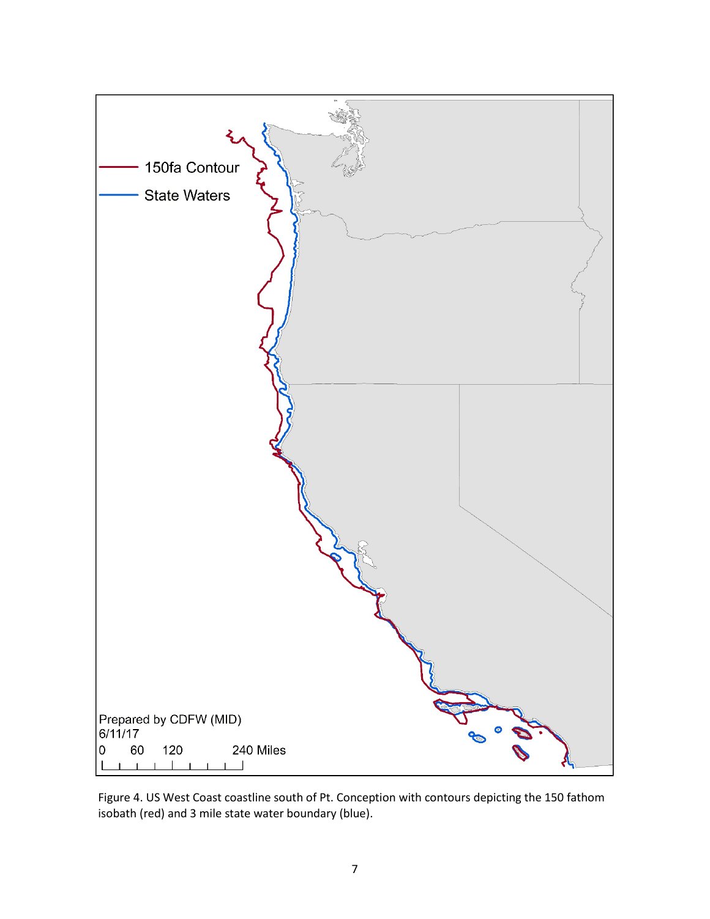150fa Contour

State Waters

Prepared by CDFW (MID)
6/11/17
0 60 120 240 Miles

Figure 4. US West Coast coastline south of Pt. Conception with contours depicting the 150 fathom isobath (red) and 3 mile state water boundary (blue).